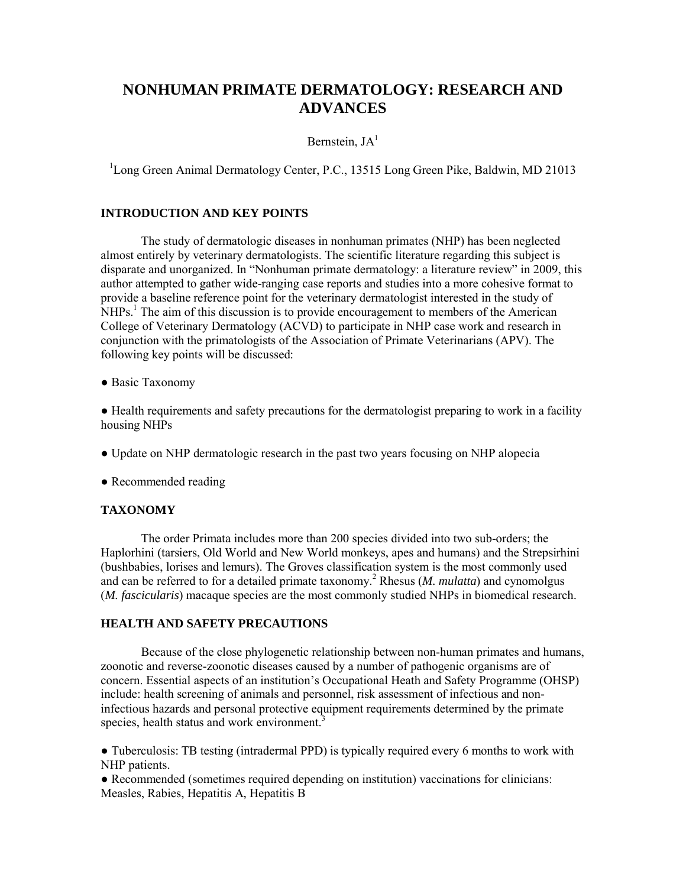# NONHUMAN PRIMATE DERMATOLOGY: RESEARCH AND ADVANCES

Bernstein, JA[1]

[1]Long Green Animal Dermatology Center, P.C., 13515 Long Green Pike, Baldwin, MD 21013

## INTRODUCTION AND KEY POINTS

The study of dermatologic diseases in nonhuman primates (NHP) has been neglected almost entirely by veterinary dermatologists. The scientific literature regarding this subject is disparate and unorganized. In "Nonhuman primate dermatology: a literature review" in 2009, this author attempted to gather wide-ranging case reports and studies into a more cohesive format to provide a baseline reference point for the veterinary dermatologist interested in the study of NHPs.[1] The aim of this discussion is to provide encouragement to members of the American College of Veterinary Dermatology (ACVD) to participate in NHP case work and research in conjunction with the primatologists of the Association of Primate Veterinarians (APV). The following key points will be discussed:

- Basic Taxonomy
- Health requirements and safety precautions for the dermatologist preparing to work in a facility housing NHPs
- Update on NHP dermatologic research in the past two years focusing on NHP alopecia
- Recommended reading

## TAXONOMY

The order Primata includes more than 200 species divided into two sub-orders; the Haplorhini (tarsiers, Old World and New World monkeys, apes and humans) and the Strepsirhini (bushbabies, lorises and lemurs). The Groves classification system is the most commonly used and can be referred to for a detailed primate taxonomy.[2] Rhesus (*M. mulatta*) and cynomolgus (*M. fascicularis*) macaque species are the most commonly studied NHPs in biomedical research.

## HEALTH AND SAFETY PRECAUTIONS

Because of the close phylogenetic relationship between non-human primates and humans, zoonotic and reverse-zoonotic diseases caused by a number of pathogenic organisms are of concern. Essential aspects of an institution's Occupational Heath and Safety Programme (OHSP) include: health screening of animals and personnel, risk assessment of infectious and non-infectious hazards and personal protective equipment requirements determined by the primate species, health status and work environment.[3]

- Tuberculosis: TB testing (intradermal PPD) is typically required every 6 months to work with NHP patients.
- Recommended (sometimes required depending on institution) vaccinations for clinicians: Measles, Rabies, Hepatitis A, Hepatitis B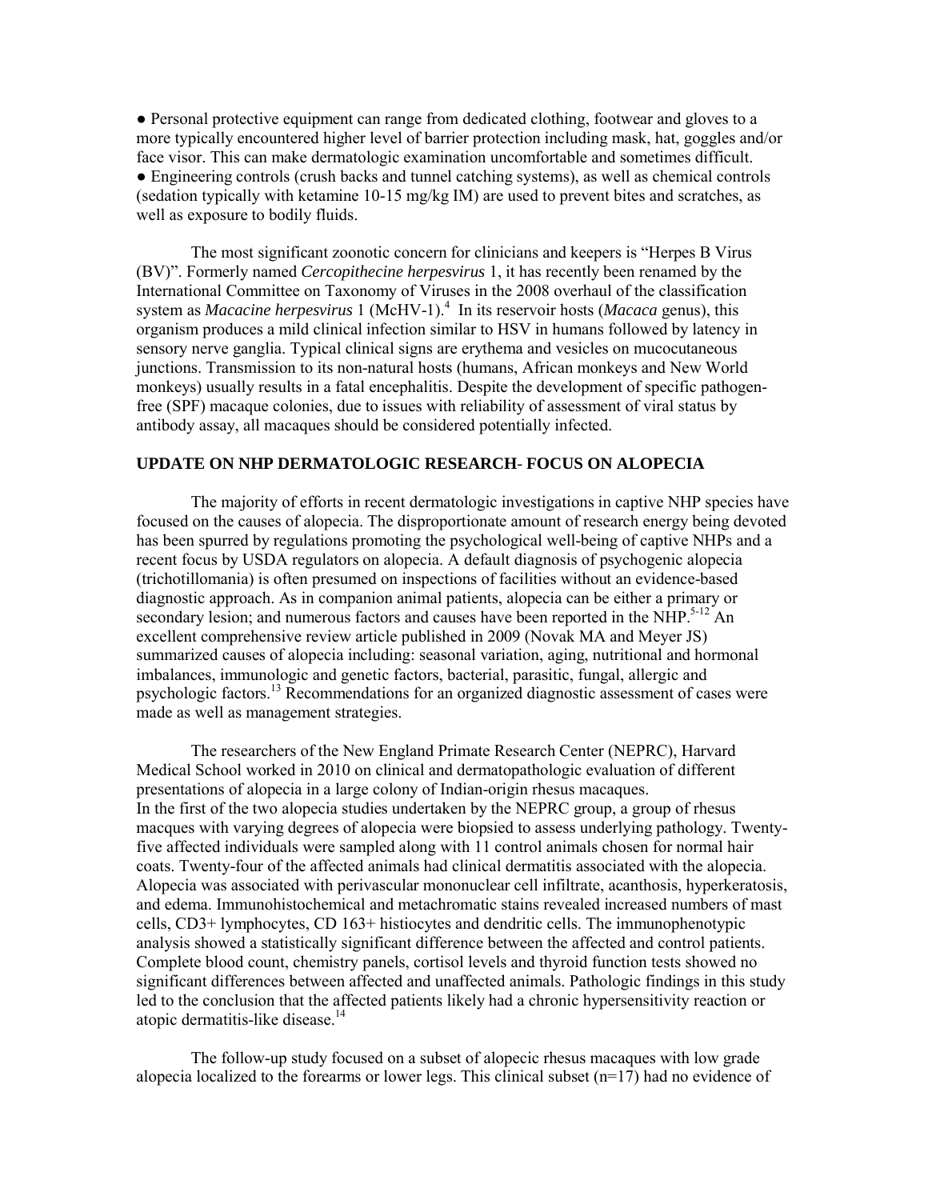● Personal protective equipment can range from dedicated clothing, footwear and gloves to a more typically encountered higher level of barrier protection including mask, hat, goggles and/or face visor. This can make dermatologic examination uncomfortable and sometimes difficult.
● Engineering controls (crush backs and tunnel catching systems), as well as chemical controls (sedation typically with ketamine 10-15 mg/kg IM) are used to prevent bites and scratches, as well as exposure to bodily fluids.

The most significant zoonotic concern for clinicians and keepers is "Herpes B Virus (BV)". Formerly named *Cercopithecine herpesvirus* 1, it has recently been renamed by the International Committee on Taxonomy of Viruses in the 2008 overhaul of the classification system as *Macacine herpesvirus* 1 (McHV-1).[4] In its reservoir hosts (*Macaca* genus), this organism produces a mild clinical infection similar to HSV in humans followed by latency in sensory nerve ganglia. Typical clinical signs are erythema and vesicles on mucocutaneous junctions. Transmission to its non-natural hosts (humans, African monkeys and New World monkeys) usually results in a fatal encephalitis. Despite the development of specific pathogen-free (SPF) macaque colonies, due to issues with reliability of assessment of viral status by antibody assay, all macaques should be considered potentially infected.

**UPDATE ON NHP DERMATOLOGIC RESEARCH- FOCUS ON ALOPECIA**

The majority of efforts in recent dermatologic investigations in captive NHP species have focused on the causes of alopecia. The disproportionate amount of research energy being devoted has been spurred by regulations promoting the psychological well-being of captive NHPs and a recent focus by USDA regulators on alopecia. A default diagnosis of psychogenic alopecia (trichotillomania) is often presumed on inspections of facilities without an evidence-based diagnostic approach. As in companion animal patients, alopecia can be either a primary or secondary lesion; and numerous factors and causes have been reported in the NHP.[5-12] An excellent comprehensive review article published in 2009 (Novak MA and Meyer JS) summarized causes of alopecia including: seasonal variation, aging, nutritional and hormonal imbalances, immunologic and genetic factors, bacterial, parasitic, fungal, allergic and psychologic factors.[13] Recommendations for an organized diagnostic assessment of cases were made as well as management strategies.

The researchers of the New England Primate Research Center (NEPRC), Harvard Medical School worked in 2010 on clinical and dermatopathologic evaluation of different presentations of alopecia in a large colony of Indian-origin rhesus macaques.
In the first of the two alopecia studies undertaken by the NEPRC group, a group of rhesus macques with varying degrees of alopecia were biopsied to assess underlying pathology. Twenty-five affected individuals were sampled along with 11 control animals chosen for normal hair coats. Twenty-four of the affected animals had clinical dermatitis associated with the alopecia. Alopecia was associated with perivascular mononuclear cell infiltrate, acanthosis, hyperkeratosis, and edema. Immunohistochemical and metachromatic stains revealed increased numbers of mast cells, CD3+ lymphocytes, CD 163+ histiocytes and dendritic cells. The immunophenotypic analysis showed a statistically significant difference between the affected and control patients. Complete blood count, chemistry panels, cortisol levels and thyroid function tests showed no significant differences between affected and unaffected animals. Pathologic findings in this study led to the conclusion that the affected patients likely had a chronic hypersensitivity reaction or atopic dermatitis-like disease.[14]

The follow-up study focused on a subset of alopecic rhesus macaques with low grade alopecia localized to the forearms or lower legs. This clinical subset (n=17) had no evidence of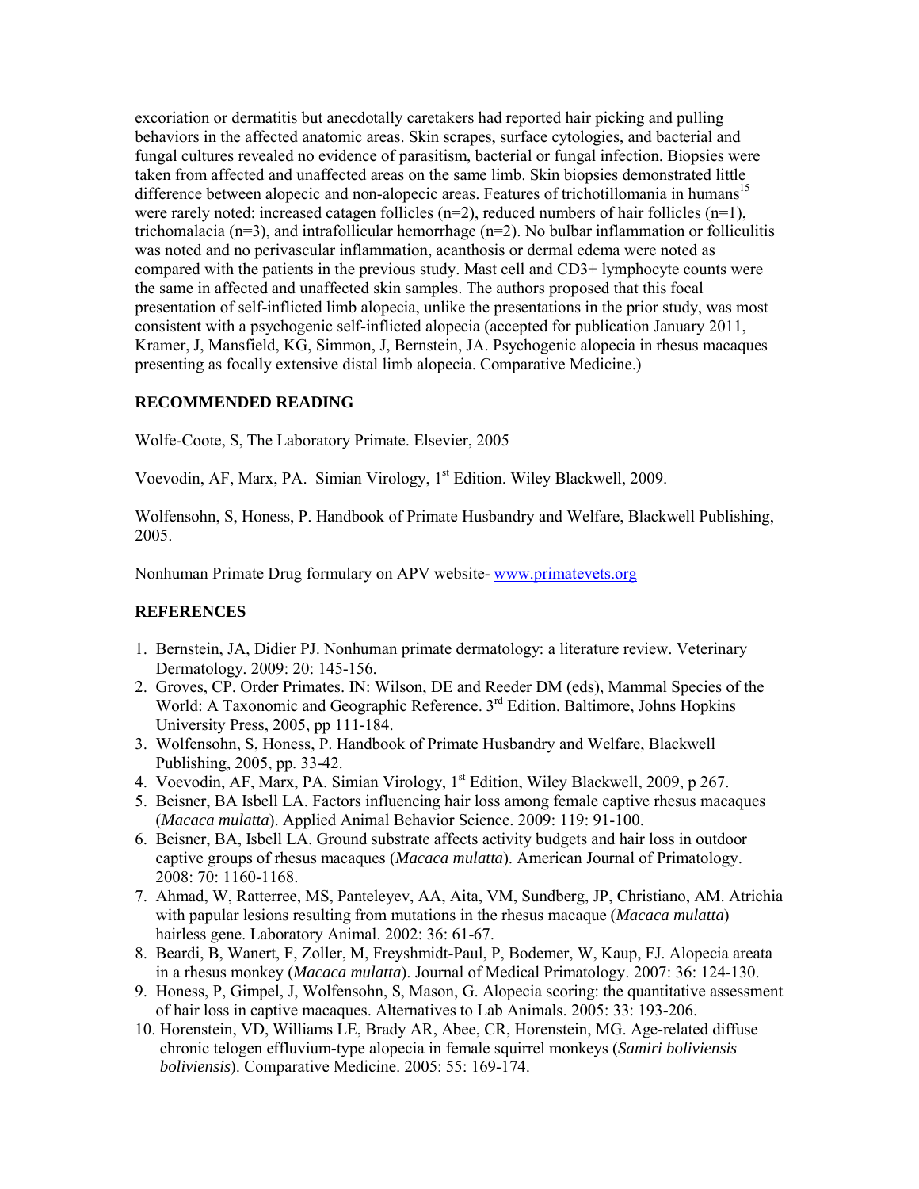excoriation or dermatitis but anecdotally caretakers had reported hair picking and pulling behaviors in the affected anatomic areas. Skin scrapes, surface cytologies, and bacterial and fungal cultures revealed no evidence of parasitism, bacterial or fungal infection. Biopsies were taken from affected and unaffected areas on the same limb. Skin biopsies demonstrated little difference between alopecic and non-alopecic areas. Features of trichotillomania in humans[15] were rarely noted: increased catagen follicles (n=2), reduced numbers of hair follicles (n=1), trichomalacia (n=3), and intrafollicular hemorrhage (n=2). No bulbar inflammation or folliculitis was noted and no perivascular inflammation, acanthosis or dermal edema were noted as compared with the patients in the previous study. Mast cell and CD3+ lymphocyte counts were the same in affected and unaffected skin samples. The authors proposed that this focal presentation of self-inflicted limb alopecia, unlike the presentations in the prior study, was most consistent with a psychogenic self-inflicted alopecia (accepted for publication January 2011, Kramer, J, Mansfield, KG, Simmon, J, Bernstein, JA. Psychogenic alopecia in rhesus macaques presenting as focally extensive distal limb alopecia. Comparative Medicine.)

## RECOMMENDED READING

Wolfe-Coote, S, The Laboratory Primate. Elsevier, 2005

Voevodin, AF, Marx, PA. Simian Virology, 1st Edition. Wiley Blackwell, 2009.

Wolfensohn, S, Honess, P. Handbook of Primate Husbandry and Welfare, Blackwell Publishing, 2005.

Nonhuman Primate Drug formulary on APV website- www.primatevets.org

## REFERENCES

1. Bernstein, JA, Didier PJ. Nonhuman primate dermatology: a literature review. Veterinary Dermatology. 2009: 20: 145-156.
2. Groves, CP. Order Primates. IN: Wilson, DE and Reeder DM (eds), Mammal Species of the World: A Taxonomic and Geographic Reference. 3rd Edition. Baltimore, Johns Hopkins University Press, 2005, pp 111-184.
3. Wolfensohn, S, Honess, P. Handbook of Primate Husbandry and Welfare, Blackwell Publishing, 2005, pp. 33-42.
4. Voevodin, AF, Marx, PA. Simian Virology, 1st Edition, Wiley Blackwell, 2009, p 267.
5. Beisner, BA Isbell LA. Factors influencing hair loss among female captive rhesus macaques (*Macaca mulatta*). Applied Animal Behavior Science. 2009: 119: 91-100.
6. Beisner, BA, Isbell LA. Ground substrate affects activity budgets and hair loss in outdoor captive groups of rhesus macaques (*Macaca mulatta*). American Journal of Primatology. 2008: 70: 1160-1168.
7. Ahmad, W, Ratterree, MS, Panteleyev, AA, Aita, VM, Sundberg, JP, Christiano, AM. Atrichia with papular lesions resulting from mutations in the rhesus macaque (*Macaca mulatta*) hairless gene. Laboratory Animal. 2002: 36: 61-67.
8. Beardi, B, Wanert, F, Zoller, M, Freyshmidt-Paul, P, Bodemer, W, Kaup, FJ. Alopecia areata in a rhesus monkey (*Macaca mulatta*). Journal of Medical Primatology. 2007: 36: 124-130.
9. Honess, P, Gimpel, J, Wolfensohn, S, Mason, G. Alopecia scoring: the quantitative assessment of hair loss in captive macaques. Alternatives to Lab Animals. 2005: 33: 193-206.
10. Horenstein, VD, Williams LE, Brady AR, Abee, CR, Horenstein, MG. Age-related diffuse chronic telogen effluvium-type alopecia in female squirrel monkeys (*Samiri boliviensis boliviensis*). Comparative Medicine. 2005: 55: 169-174.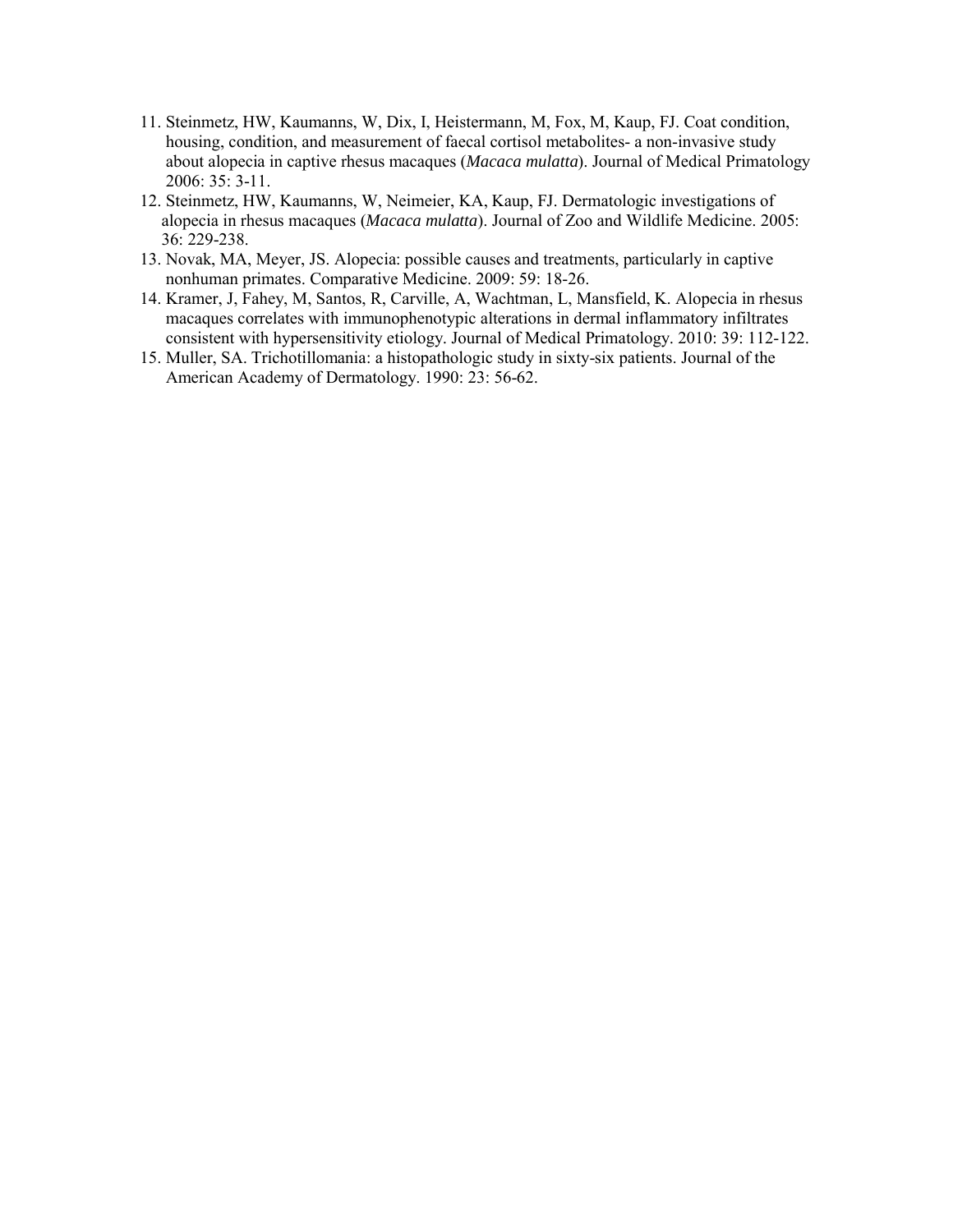11. Steinmetz, HW, Kaumanns, W, Dix, I, Heistermann, M, Fox, M, Kaup, FJ. Coat condition, housing, condition, and measurement of faecal cortisol metabolites- a non-invasive study about alopecia in captive rhesus macaques (*Macaca mulatta*). Journal of Medical Primatology 2006: 35: 3-11.
12. Steinmetz, HW, Kaumanns, W, Neimeier, KA, Kaup, FJ. Dermatologic investigations of alopecia in rhesus macaques (*Macaca mulatta*). Journal of Zoo and Wildlife Medicine. 2005: 36: 229-238.
13. Novak, MA, Meyer, JS. Alopecia: possible causes and treatments, particularly in captive nonhuman primates. Comparative Medicine. 2009: 59: 18-26.
14. Kramer, J, Fahey, M, Santos, R, Carville, A, Wachtman, L, Mansfield, K. Alopecia in rhesus macaques correlates with immunophenotypic alterations in dermal inflammatory infiltrates consistent with hypersensitivity etiology. Journal of Medical Primatology. 2010: 39: 112-122.
15. Muller, SA. Trichotillomania: a histopathologic study in sixty-six patients. Journal of the American Academy of Dermatology. 1990: 23: 56-62.